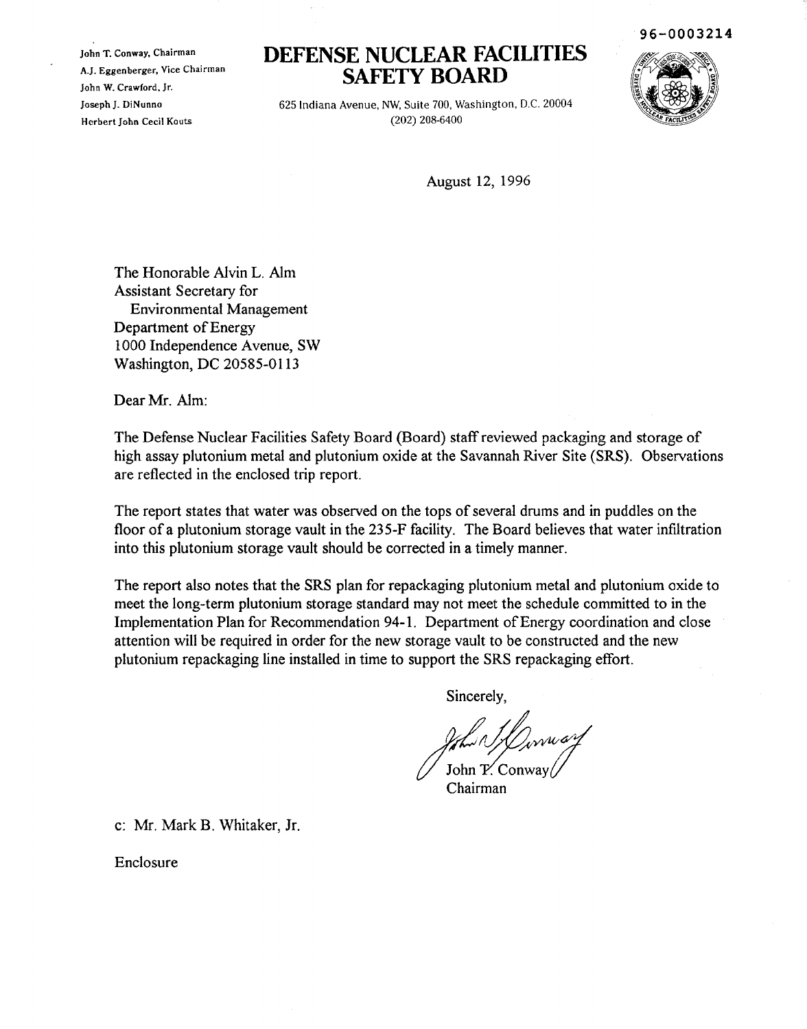96-0003214

John T. Conway, Chairman
A.J. Eggenberger, Vice Chairman
John W. Crawford, Jr.
Joseph J. DiNunno
Herbert John Cecil Kouts

# DEFENSE NUCLEAR FACILITIES SAFETY BOARD

625 Indiana Avenue, NW, Suite 700, Washington, D.C. 20004
(202) 208-6400

August 12, 1996

The Honorable Alvin L. Alm
Assistant Secretary for
Environmental Management
Department of Energy
1000 Independence Avenue, SW
Washington, DC 20585-0113

Dear Mr. Alm:

The Defense Nuclear Facilities Safety Board (Board) staff reviewed packaging and storage of high assay plutonium metal and plutonium oxide at the Savannah River Site (SRS). Observations are reflected in the enclosed trip report.

The report states that water was observed on the tops of several drums and in puddles on the floor of a plutonium storage vault in the 235-F facility. The Board believes that water infiltration into this plutonium storage vault should be corrected in a timely manner.

The report also notes that the SRS plan for repackaging plutonium metal and plutonium oxide to meet the long-term plutonium storage standard may not meet the schedule committed to in the Implementation Plan for Recommendation 94-1. Department of Energy coordination and close attention will be required in order for the new storage vault to be constructed and the new plutonium repackaging line installed in time to support the SRS repackaging effort.

Sincerely,

John T. Conway
Chairman

c: Mr. Mark B. Whitaker, Jr.

Enclosure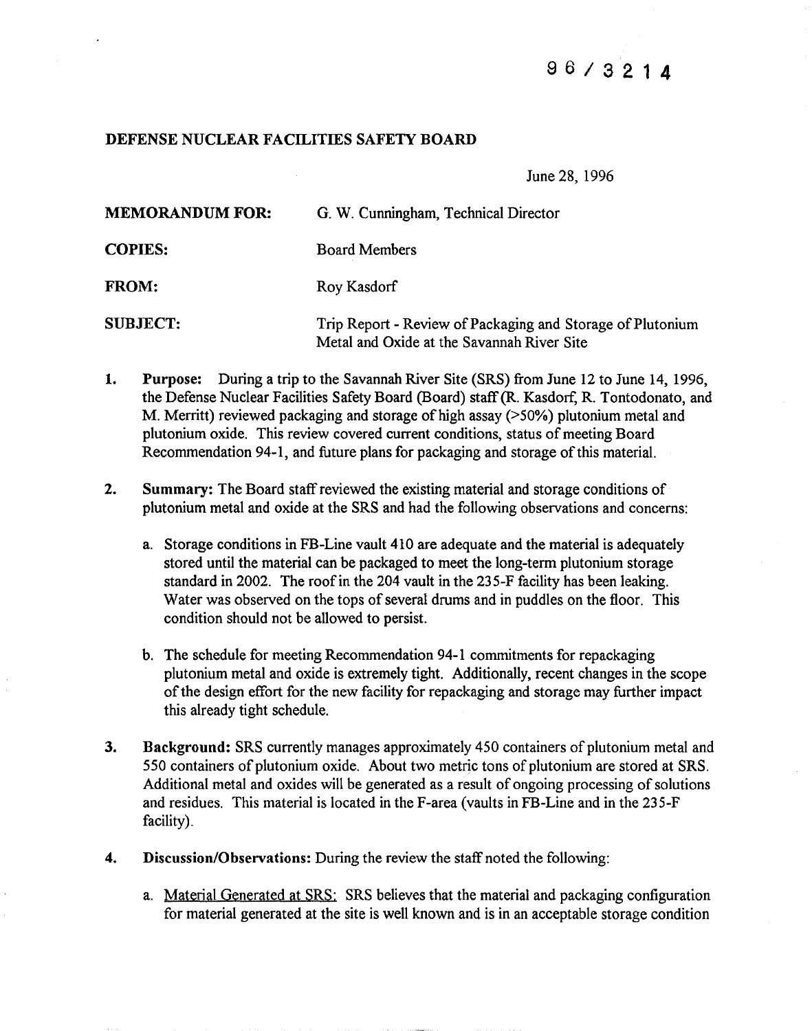96/3214

**DEFENSE NUCLEAR FACILITIES SAFETY BOARD**

June 28, 1996

| | |
|---|---|
| **MEMORANDUM FOR:** | G. W. Cunningham, Technical Director |
| **COPIES:** | Board Members |
| **FROM:** | Roy Kasdorf |
| **SUBJECT:** | Trip Report - Review of Packaging and Storage of Plutonium Metal and Oxide at the Savannah River Site |

1. **Purpose:** During a trip to the Savannah River Site (SRS) from June 12 to June 14, 1996, the Defense Nuclear Facilities Safety Board (Board) staff (R. Kasdorf, R. Tontodonato, and M. Merritt) reviewed packaging and storage of high assay (>50%) plutonium metal and plutonium oxide. This review covered current conditions, status of meeting Board Recommendation 94-1, and future plans for packaging and storage of this material.

2. **Summary:** The Board staff reviewed the existing material and storage conditions of plutonium metal and oxide at the SRS and had the following observations and concerns:

   a. Storage conditions in FB-Line vault 410 are adequate and the material is adequately stored until the material can be packaged to meet the long-term plutonium storage standard in 2002. The roof in the 204 vault in the 235-F facility has been leaking. Water was observed on the tops of several drums and in puddles on the floor. This condition should not be allowed to persist.

   b. The schedule for meeting Recommendation 94-1 commitments for repackaging plutonium metal and oxide is extremely tight. Additionally, recent changes in the scope of the design effort for the new facility for repackaging and storage may further impact this already tight schedule.

3. **Background:** SRS currently manages approximately 450 containers of plutonium metal and 550 containers of plutonium oxide. About two metric tons of plutonium are stored at SRS. Additional metal and oxides will be generated as a result of ongoing processing of solutions and residues. This material is located in the F-area (vaults in FB-Line and in the 235-F facility).

4. **Discussion/Observations:** During the review the staff noted the following:

   a. Material Generated at SRS: SRS believes that the material and packaging configuration for material generated at the site is well known and is in an acceptable storage condition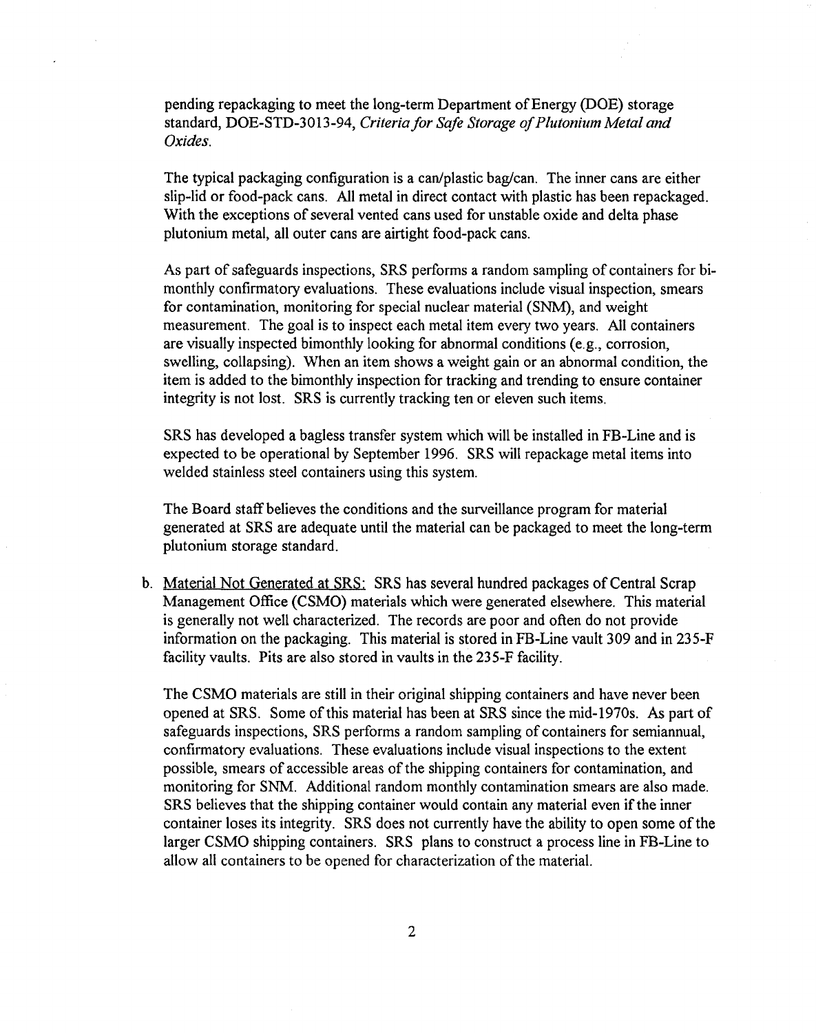pending repackaging to meet the long-term Department of Energy (DOE) storage standard, DOE-STD-3013-94, *Criteria for Safe Storage of Plutonium Metal and Oxides.*

The typical packaging configuration is a can/plastic bag/can. The inner cans are either slip-lid or food-pack cans. All metal in direct contact with plastic has been repackaged. With the exceptions of several vented cans used for unstable oxide and delta phase plutonium metal, all outer cans are airtight food-pack cans.

As part of safeguards inspections, SRS performs a random sampling of containers for bi-monthly confirmatory evaluations. These evaluations include visual inspection, smears for contamination, monitoring for special nuclear material (SNM), and weight measurement. The goal is to inspect each metal item every two years. All containers are visually inspected bimonthly looking for abnormal conditions (e.g., corrosion, swelling, collapsing). When an item shows a weight gain or an abnormal condition, the item is added to the bimonthly inspection for tracking and trending to ensure container integrity is not lost. SRS is currently tracking ten or eleven such items.

SRS has developed a bagless transfer system which will be installed in FB-Line and is expected to be operational by September 1996. SRS will repackage metal items into welded stainless steel containers using this system.

The Board staff believes the conditions and the surveillance program for material generated at SRS are adequate until the material can be packaged to meet the long-term plutonium storage standard.

b. Material Not Generated at SRS: SRS has several hundred packages of Central Scrap Management Office (CSMO) materials which were generated elsewhere. This material is generally not well characterized. The records are poor and often do not provide information on the packaging. This material is stored in FB-Line vault 309 and in 235-F facility vaults. Pits are also stored in vaults in the 235-F facility.

The CSMO materials are still in their original shipping containers and have never been opened at SRS. Some of this material has been at SRS since the mid-1970s. As part of safeguards inspections, SRS performs a random sampling of containers for semiannual, confirmatory evaluations. These evaluations include visual inspections to the extent possible, smears of accessible areas of the shipping containers for contamination, and monitoring for SNM. Additional random monthly contamination smears are also made. SRS believes that the shipping container would contain any material even if the inner container loses its integrity. SRS does not currently have the ability to open some of the larger CSMO shipping containers. SRS plans to construct a process line in FB-Line to allow all containers to be opened for characterization of the material.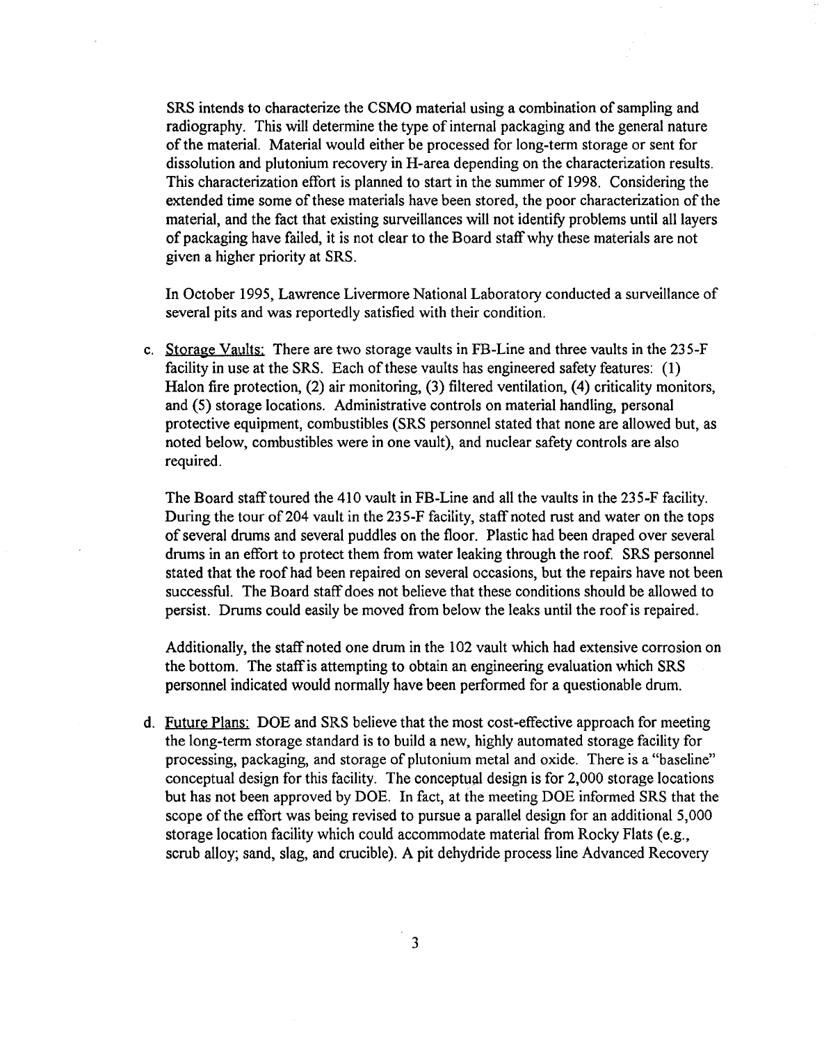SRS intends to characterize the CSMO material using a combination of sampling and radiography. This will determine the type of internal packaging and the general nature of the material. Material would either be processed for long-term storage or sent for dissolution and plutonium recovery in H-area depending on the characterization results. This characterization effort is planned to start in the summer of 1998. Considering the extended time some of these materials have been stored, the poor characterization of the material, and the fact that existing surveillances will not identify problems until all layers of packaging have failed, it is not clear to the Board staff why these materials are not given a higher priority at SRS.

In October 1995, Lawrence Livermore National Laboratory conducted a surveillance of several pits and was reportedly satisfied with their condition.

c. Storage Vaults: There are two storage vaults in FB-Line and three vaults in the 235-F facility in use at the SRS. Each of these vaults has engineered safety features: (1) Halon fire protection, (2) air monitoring, (3) filtered ventilation, (4) criticality monitors, and (5) storage locations. Administrative controls on material handling, personal protective equipment, combustibles (SRS personnel stated that none are allowed but, as noted below, combustibles were in one vault), and nuclear safety controls are also required.

   The Board staff toured the 410 vault in FB-Line and all the vaults in the 235-F facility. During the tour of 204 vault in the 235-F facility, staff noted rust and water on the tops of several drums and several puddles on the floor. Plastic had been draped over several drums in an effort to protect them from water leaking through the roof. SRS personnel stated that the roof had been repaired on several occasions, but the repairs have not been successful. The Board staff does not believe that these conditions should be allowed to persist. Drums could easily be moved from below the leaks until the roof is repaired.

   Additionally, the staff noted one drum in the 102 vault which had extensive corrosion on the bottom. The staff is attempting to obtain an engineering evaluation which SRS personnel indicated would normally have been performed for a questionable drum.

d. Future Plans: DOE and SRS believe that the most cost-effective approach for meeting the long-term storage standard is to build a new, highly automated storage facility for processing, packaging, and storage of plutonium metal and oxide. There is a "baseline" conceptual design for this facility. The conceptual design is for 2,000 storage locations but has not been approved by DOE. In fact, at the meeting DOE informed SRS that the scope of the effort was being revised to pursue a parallel design for an additional 5,000 storage location facility which could accommodate material from Rocky Flats (e.g., scrub alloy; sand, slag, and crucible). A pit dehydride process line Advanced Recovery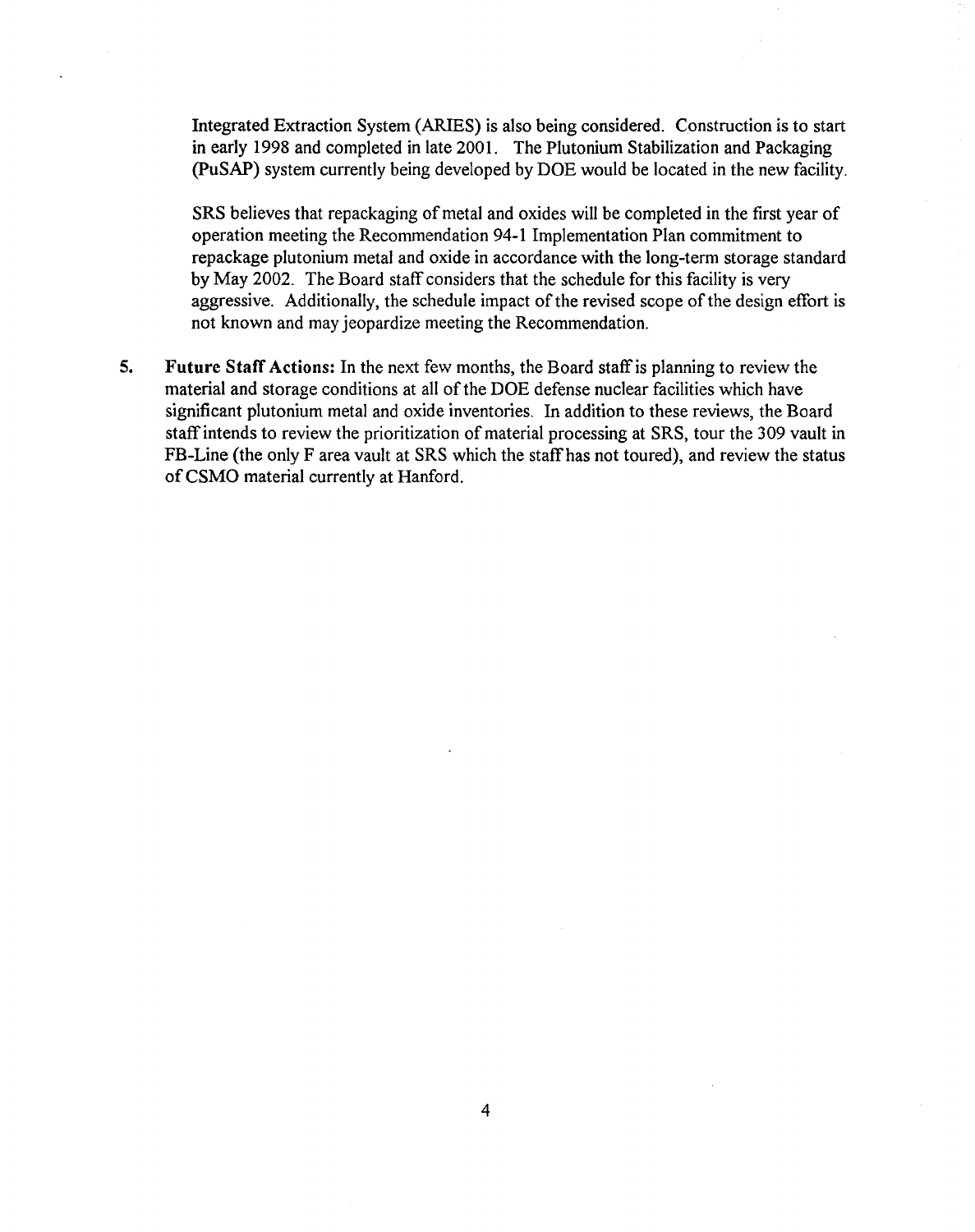Integrated Extraction System (ARIES) is also being considered. Construction is to start in early 1998 and completed in late 2001. The Plutonium Stabilization and Packaging (PuSAP) system currently being developed by DOE would be located in the new facility.

SRS believes that repackaging of metal and oxides will be completed in the first year of operation meeting the Recommendation 94-1 Implementation Plan commitment to repackage plutonium metal and oxide in accordance with the long-term storage standard by May 2002. The Board staff considers that the schedule for this facility is very aggressive. Additionally, the schedule impact of the revised scope of the design effort is not known and may jeopardize meeting the Recommendation.

5. **Future Staff Actions:** In the next few months, the Board staff is planning to review the material and storage conditions at all of the DOE defense nuclear facilities which have significant plutonium metal and oxide inventories. In addition to these reviews, the Board staff intends to review the prioritization of material processing at SRS, tour the 309 vault in FB-Line (the only F area vault at SRS which the staff has not toured), and review the status of CSMO material currently at Hanford.